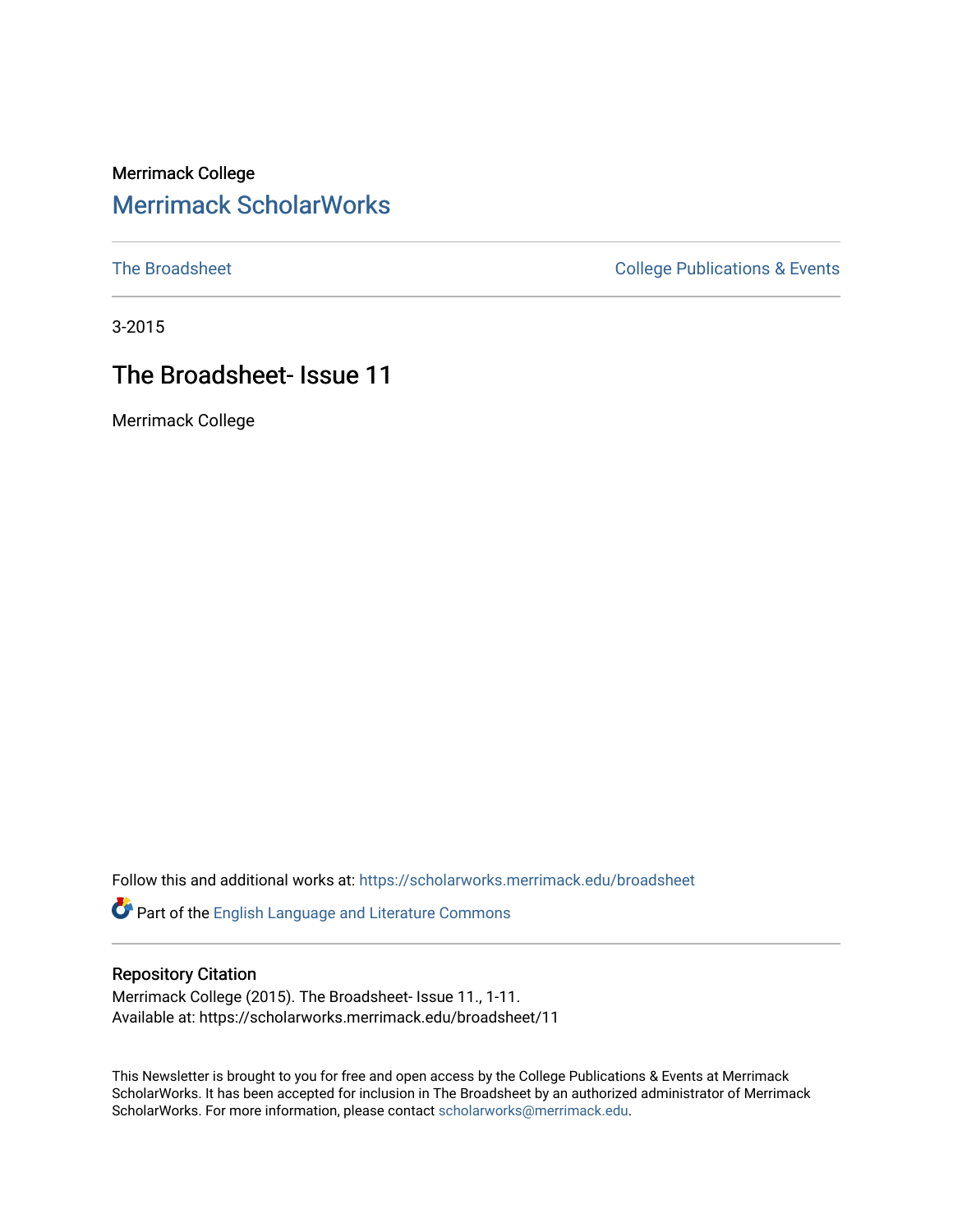Merrimack College

# Merrimack ScholarWorks

The Broadsheet

College Publications & Events

3-2015

## The Broadsheet- Issue 11

Merrimack College

Follow this and additional works at: https://scholarworks.merrimack.edu/broadsheet

Part of the English Language and Literature Commons

### Repository Citation

Merrimack College (2015). The Broadsheet- Issue 11., 1-11.
Available at: https://scholarworks.merrimack.edu/broadsheet/11

This Newsletter is brought to you for free and open access by the College Publications & Events at Merrimack ScholarWorks. It has been accepted for inclusion in The Broadsheet by an authorized administrator of Merrimack ScholarWorks. For more information, please contact scholarworks@merrimack.edu.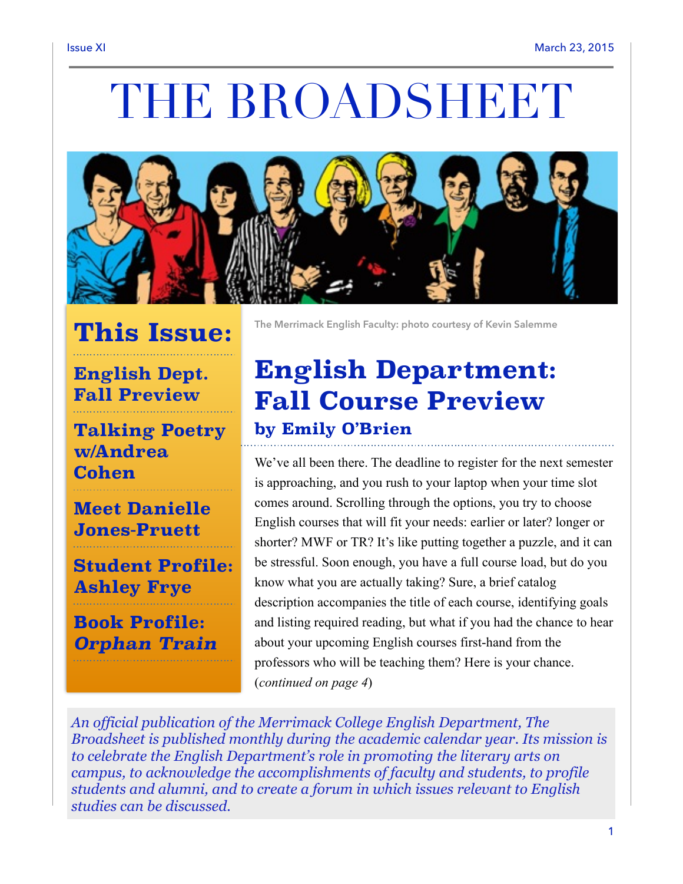Issue XI

March 23, 2015

# THE BROADSHEET

The Merrimack English Faculty: photo courtesy of Kevin Salemme

## This Issue:

- English Dept. Fall Preview
- Talking Poetry w/Andrea Cohen
- Meet Danielle Jones-Pruett
- Student Profile: Ashley Frye
- Book Profile: *Orphan Train*

## English Department: Fall Course Preview

### by Emily O'Brien

We've all been there. The deadline to register for the next semester is approaching, and you rush to your laptop when your time slot comes around. Scrolling through the options, you try to choose English courses that will fit your needs: earlier or later? longer or shorter? MWF or TR? It's like putting together a puzzle, and it can be stressful. Soon enough, you have a full course load, but do you know what you are actually taking? Sure, a brief catalog description accompanies the title of each course, identifying goals and listing required reading, but what if you had the chance to hear about your upcoming English courses first-hand from the professors who will be teaching them? Here is your chance. (*continued on page 4*)

*An official publication of the Merrimack College English Department, The Broadsheet is published monthly during the academic calendar year. Its mission is to celebrate the English Department's role in promoting the literary arts on campus, to acknowledge the accomplishments of faculty and students, to profile students and alumni, and to create a forum in which issues relevant to English studies can be discussed.*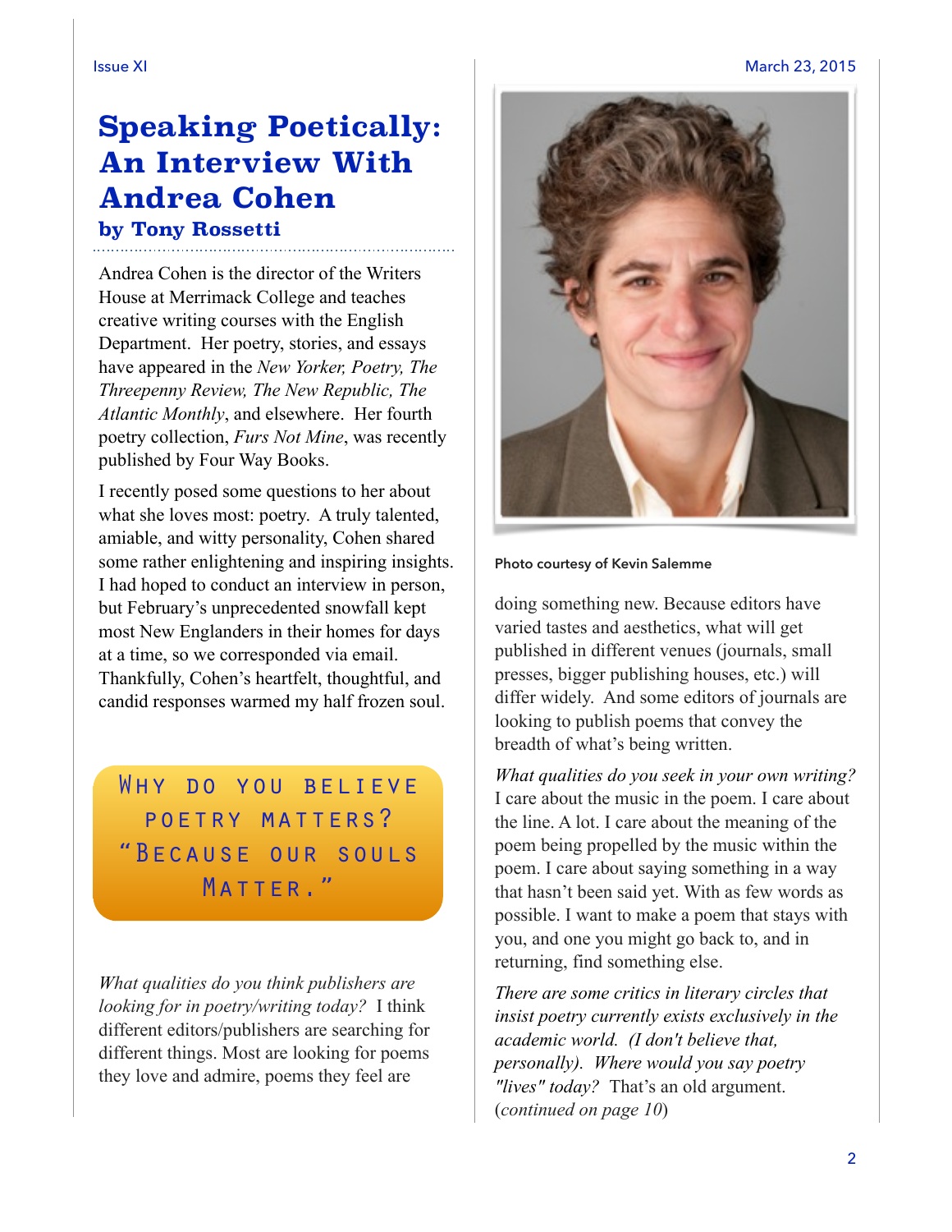# Speaking Poetically: An Interview With Andrea Cohen

**by Tony Rossetti**

Andrea Cohen is the director of the Writers House at Merrimack College and teaches creative writing courses with the English Department. Her poetry, stories, and essays have appeared in the *New Yorker, Poetry, The Threepenny Review, The New Republic, The Atlantic Monthly*, and elsewhere. Her fourth poetry collection, *Furs Not Mine*, was recently published by Four Way Books.

I recently posed some questions to her about what she loves most: poetry. A truly talented, amiable, and witty personality, Cohen shared some rather enlightening and inspiring insights. I had hoped to conduct an interview in person, but February's unprecedented snowfall kept most New Englanders in their homes for days at a time, so we corresponded via email. Thankfully, Cohen's heartfelt, thoughtful, and candid responses warmed my half frozen soul.

> Why do you believe poetry matters? "Because our souls Matter."

*What qualities do you think publishers are looking for in poetry/writing today?* I think different editors/publishers are searching for different things. Most are looking for poems they love and admire, poems they feel are doing something new. Because editors have varied tastes and aesthetics, what will get published in different venues (journals, small presses, bigger publishing houses, etc.) will differ widely. And some editors of journals are looking to publish poems that convey the breadth of what's being written.

*What qualities do you seek in your own writing?* I care about the music in the poem. I care about the line. A lot. I care about the meaning of the poem being propelled by the music within the poem. I care about saying something in a way that hasn't been said yet. With as few words as possible. I want to make a poem that stays with you, and one you might go back to, and in returning, find something else.

*There are some critics in literary circles that insist poetry currently exists exclusively in the academic world. (I don't believe that, personally). Where would you say poetry "lives" today?* That's an old argument. (*continued on page 10*)

Photo courtesy of Kevin Salemme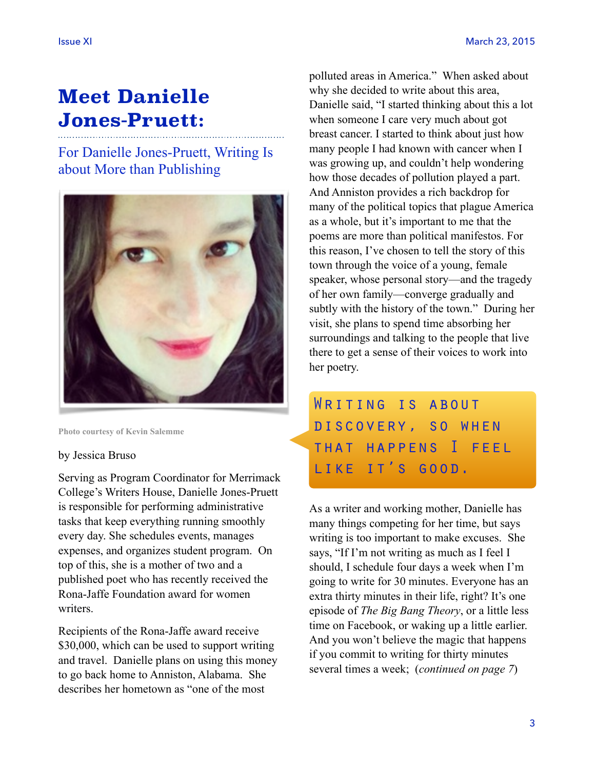# Meet Danielle Jones-Pruett:

## For Danielle Jones-Pruett, Writing Is about More than Publishing

Photo courtesy of Kevin Salemme

by Jessica Bruso

Serving as Program Coordinator for Merrimack College's Writers House, Danielle Jones-Pruett is responsible for performing administrative tasks that keep everything running smoothly every day. She schedules events, manages expenses, and organizes student program. On top of this, she is a mother of two and a published poet who has recently received the Rona-Jaffe Foundation award for women writers.

Recipients of the Rona-Jaffe award receive $30,000, which can be used to support writing and travel. Danielle plans on using this money to go back home to Anniston, Alabama. She describes her hometown as "one of the most polluted areas in America." When asked about why she decided to write about this area, Danielle said, "I started thinking about this a lot when someone I care very much about got breast cancer. I started to think about just how many people I had known with cancer when I was growing up, and couldn't help wondering how those decades of pollution played a part. And Anniston provides a rich backdrop for many of the political topics that plague America as a whole, but it's important to me that the poems are more than political manifestos. For this reason, I've chosen to tell the story of this town through the voice of a young, female speaker, whose personal story—and the tragedy of her own family—converge gradually and subtly with the history of the town." During her visit, she plans to spend time absorbing her surroundings and talking to the people that live there to get a sense of their voices to work into her poetry.

> WRITING IS ABOUT DISCOVERY, SO WHEN THAT HAPPENS I FEEL LIKE IT'S GOOD.

As a writer and working mother, Danielle has many things competing for her time, but says writing is too important to make excuses. She says, "If I'm not writing as much as I feel I should, I schedule four days a week when I'm going to write for 30 minutes. Everyone has an extra thirty minutes in their life, right? It's one episode of *The Big Bang Theory*, or a little less time on Facebook, or waking up a little earlier. And you won't believe the magic that happens if you commit to writing for thirty minutes several times a week; (*continued on page 7*)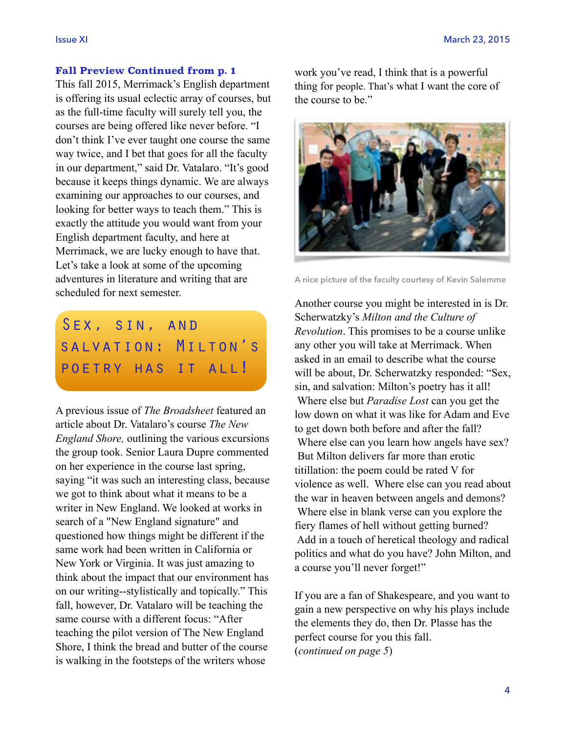### Fall Preview Continued from p. 1

This fall 2015, Merrimack's English department is offering its usual eclectic array of courses, but as the full-time faculty will surely tell you, the courses are being offered like never before. "I don't think I've ever taught one course the same way twice, and I bet that goes for all the faculty in our department," said Dr. Vatalaro. "It's good because it keeps things dynamic. We are always examining our approaches to our courses, and looking for better ways to teach them." This is exactly the attitude you would want from your English department faculty, and here at Merrimack, we are lucky enough to have that. Let's take a look at some of the upcoming adventures in literature and writing that are scheduled for next semester.

## Sex, sin, and salvation: Milton's poetry has it all!

A previous issue of *The Broadsheet* featured an article about Dr. Vatalaro's course *The New England Shore,* outlining the various excursions the group took. Senior Laura Dupre commented on her experience in the course last spring, saying "it was such an interesting class, because we got to think about what it means to be a writer in New England. We looked at works in search of a "New England signature" and questioned how things might be different if the same work had been written in California or New York or Virginia. It was just amazing to think about the impact that our environment has on our writing--stylistically and topically." This fall, however, Dr. Vatalaro will be teaching the same course with a different focus: "After teaching the pilot version of The New England Shore, I think the bread and butter of the course is walking in the footsteps of the writers whose work you've read, I think that is a powerful thing for people. That's what I want the core of the course to be."

A nice picture of the faculty courtesy of Kevin Salemme

Another course you might be interested in is Dr. Scherwatzky's *Milton and the Culture of Revolution*. This promises to be a course unlike any other you will take at Merrimack. When asked in an email to describe what the course will be about, Dr. Scherwatzky responded: "Sex, sin, and salvation: Milton's poetry has it all! Where else but *Paradise Lost* can you get the low down on what it was like for Adam and Eve to get down both before and after the fall? Where else can you learn how angels have sex? But Milton delivers far more than erotic titillation: the poem could be rated V for violence as well. Where else can you read about the war in heaven between angels and demons? Where else in blank verse can you explore the fiery flames of hell without getting burned? Add in a touch of heretical theology and radical politics and what do you have? John Milton, and a course you'll never forget!"

If you are a fan of Shakespeare, and you want to gain a new perspective on why his plays include the elements they do, then Dr. Plasse has the perfect course for you this fall.
(*continued on page 5*)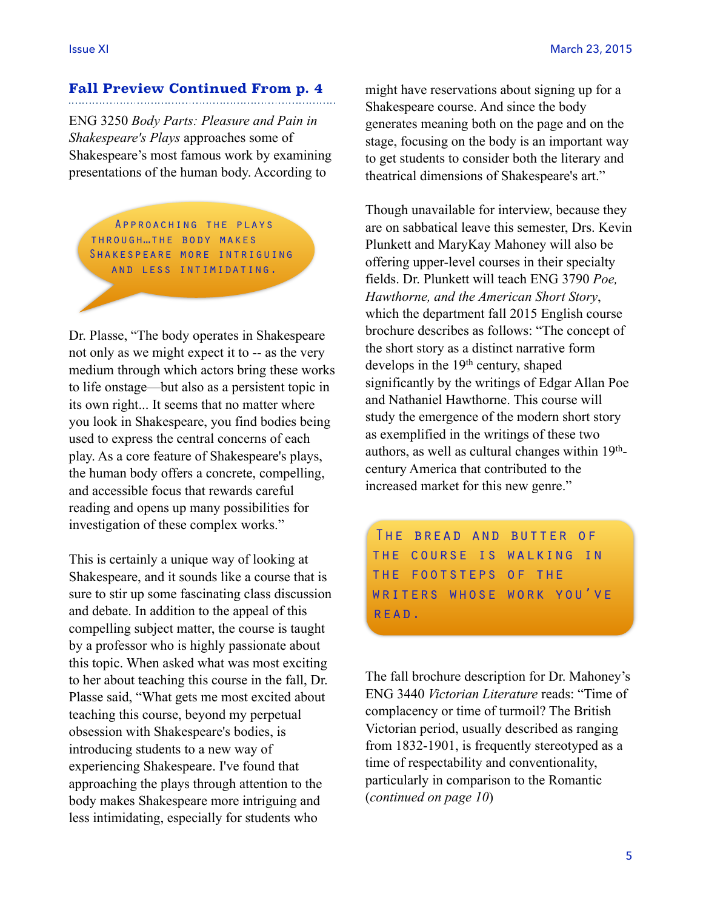## Fall Preview Continued From p. 4

ENG 3250 *Body Parts: Pleasure and Pain in Shakespeare's Plays* approaches some of Shakespeare's most famous work by examining presentations of the human body. According to Dr. Plasse, "The body operates in Shakespeare not only as we might expect it to -- as the very medium through which actors bring these works to life onstage—but also as a persistent topic in its own right... It seems that no matter where you look in Shakespeare, you find bodies being used to express the central concerns of each play. As a core feature of Shakespeare's plays, the human body offers a concrete, compelling, and accessible focus that rewards careful reading and opens up many possibilities for investigation of these complex works."

> Approaching the plays through…the body makes Shakespeare more intriguing and less intimidating.

This is certainly a unique way of looking at Shakespeare, and it sounds like a course that is sure to stir up some fascinating class discussion and debate. In addition to the appeal of this compelling subject matter, the course is taught by a professor who is highly passionate about this topic. When asked what was most exciting to her about teaching this course in the fall, Dr. Plasse said, "What gets me most excited about teaching this course, beyond my perpetual obsession with Shakespeare's bodies, is introducing students to a new way of experiencing Shakespeare. I've found that approaching the plays through attention to the body makes Shakespeare more intriguing and less intimidating, especially for students who might have reservations about signing up for a Shakespeare course. And since the body generates meaning both on the page and on the stage, focusing on the body is an important way to get students to consider both the literary and theatrical dimensions of Shakespeare's art."

Though unavailable for interview, because they are on sabbatical leave this semester, Drs. Kevin Plunkett and MaryKay Mahoney will also be offering upper-level courses in their specialty fields. Dr. Plunkett will teach ENG 3790 *Poe, Hawthorne, and the American Short Story*, which the department fall 2015 English course brochure describes as follows: "The concept of the short story as a distinct narrative form develops in the 19th century, shaped significantly by the writings of Edgar Allan Poe and Nathaniel Hawthorne. This course will study the emergence of the modern short story as exemplified in the writings of these two authors, as well as cultural changes within 19th-century America that contributed to the increased market for this new genre."

> The bread and butter of the course is walking in the footsteps of the writers whose work you've read.

The fall brochure description for Dr. Mahoney's ENG 3440 *Victorian Literature* reads: "Time of complacency or time of turmoil? The British Victorian period, usually described as ranging from 1832-1901, is frequently stereotyped as a time of respectability and conventionality, particularly in comparison to the Romantic (*continued on page 10*)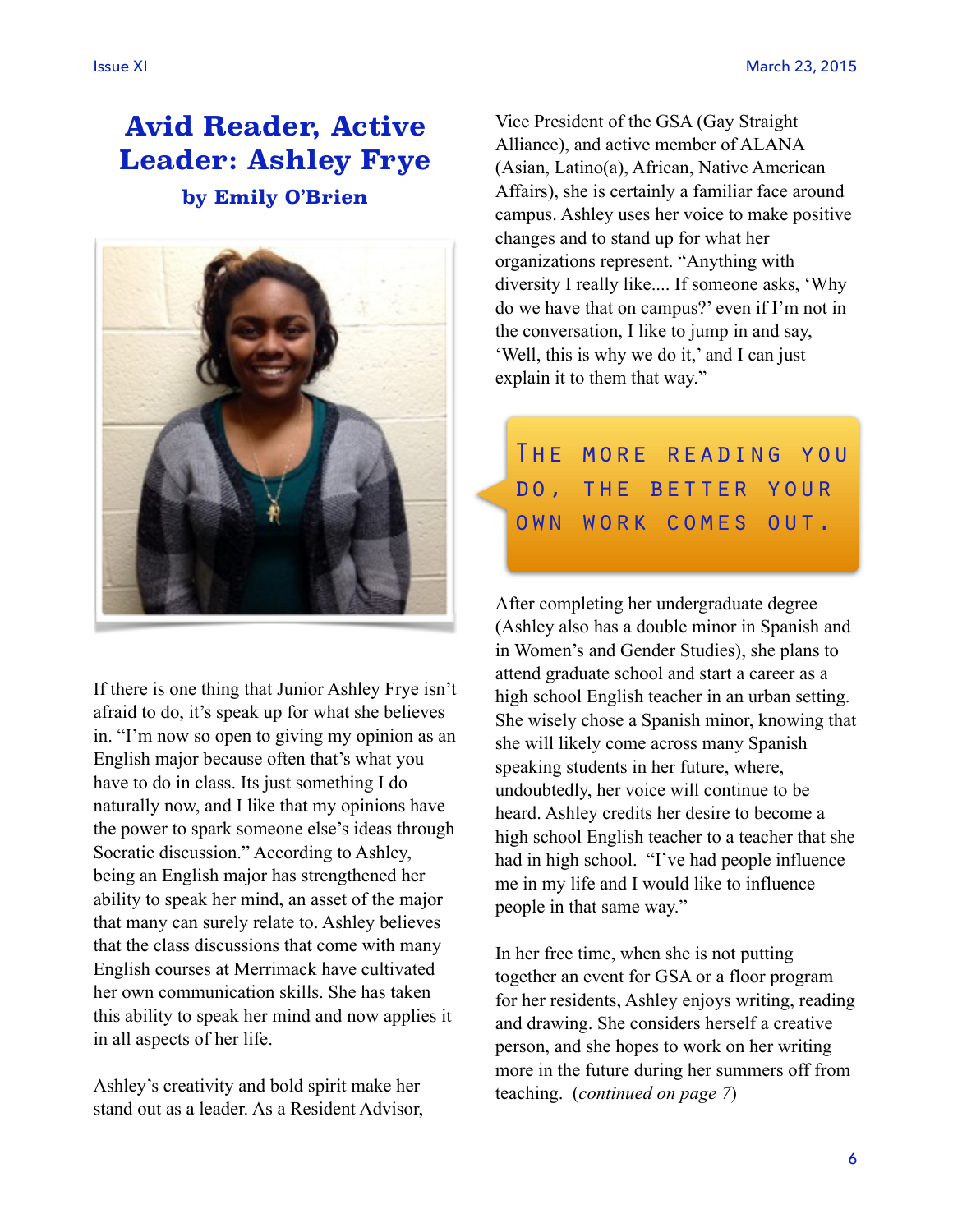# Avid Reader, Active Leader: Ashley Frye

### by Emily O'Brien

If there is one thing that Junior Ashley Frye isn't afraid to do, it's speak up for what she believes in. "I'm now so open to giving my opinion as an English major because often that's what you have to do in class. Its just something I do naturally now, and I like that my opinions have the power to spark someone else's ideas through Socratic discussion." According to Ashley, being an English major has strengthened her ability to speak her mind, an asset of the major that many can surely relate to. Ashley believes that the class discussions that come with many English courses at Merrimack have cultivated her own communication skills. She has taken this ability to speak her mind and now applies it in all aspects of her life.

Ashley's creativity and bold spirit make her stand out as a leader. As a Resident Advisor, Vice President of the GSA (Gay Straight Alliance), and active member of ALANA (Asian, Latino(a), African, Native American Affairs), she is certainly a familiar face around campus. Ashley uses her voice to make positive changes and to stand up for what her organizations represent. "Anything with diversity I really like.... If someone asks, 'Why do we have that on campus?' even if I'm not in the conversation, I like to jump in and say, 'Well, this is why we do it,' and I can just explain it to them that way."

> THE MORE READING YOU DO, THE BETTER YOUR OWN WORK COMES OUT.

After completing her undergraduate degree (Ashley also has a double minor in Spanish and in Women's and Gender Studies), she plans to attend graduate school and start a career as a high school English teacher in an urban setting. She wisely chose a Spanish minor, knowing that she will likely come across many Spanish speaking students in her future, where, undoubtedly, her voice will continue to be heard. Ashley credits her desire to become a high school English teacher to a teacher that she had in high school. "I've had people influence me in my life and I would like to influence people in that same way."

In her free time, when she is not putting together an event for GSA or a floor program for her residents, Ashley enjoys writing, reading and drawing. She considers herself a creative person, and she hopes to work on her writing more in the future during her summers off from teaching. (*continued on page 7*)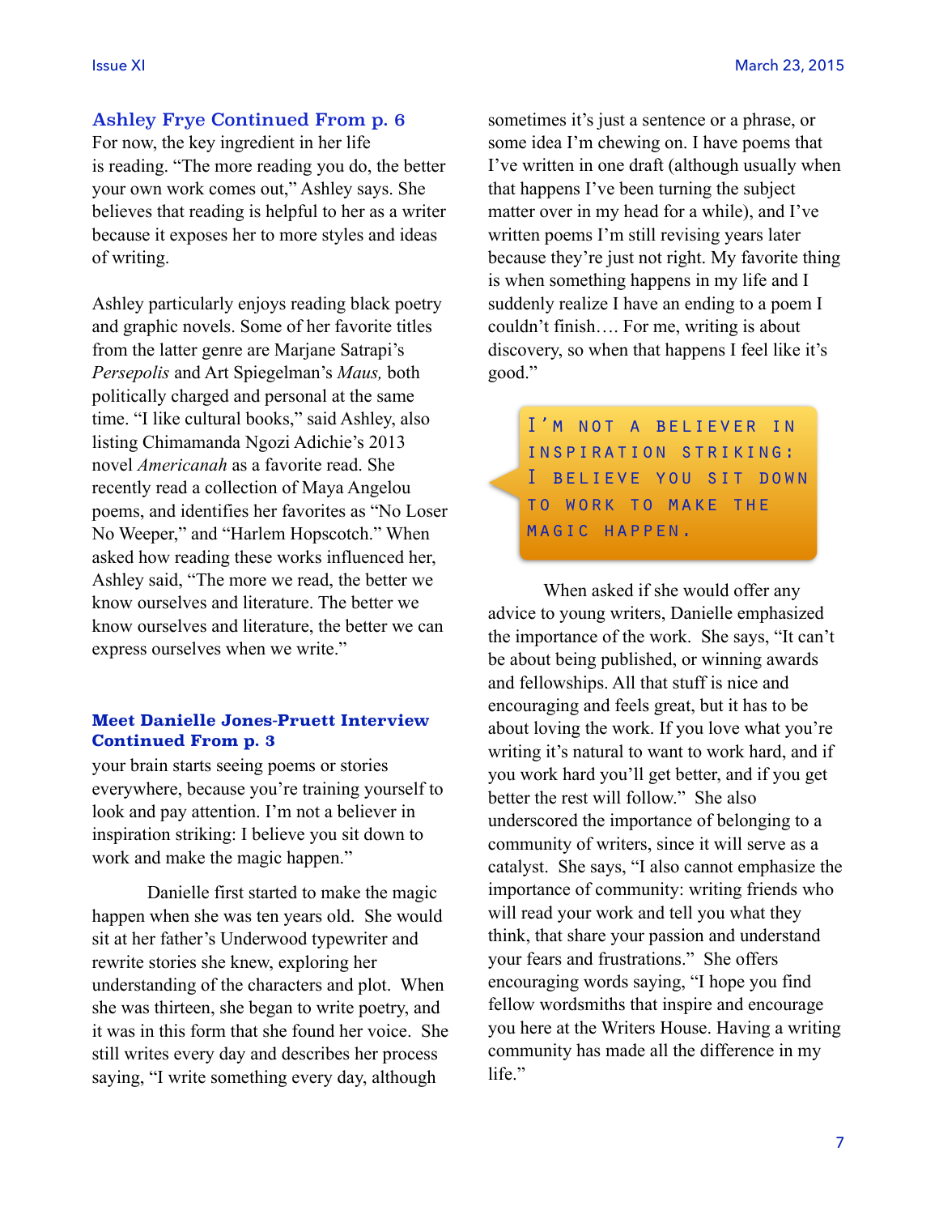### Ashley Frye Continued From p. 6

For now, the key ingredient in her life is reading. "The more reading you do, the better your own work comes out," Ashley says. She believes that reading is helpful to her as a writer because it exposes her to more styles and ideas of writing.

Ashley particularly enjoys reading black poetry and graphic novels. Some of her favorite titles from the latter genre are Marjane Satrapi's *Persepolis* and Art Spiegelman's *Maus,* both politically charged and personal at the same time. "I like cultural books," said Ashley, also listing Chimamanda Ngozi Adichie's 2013 novel *Americanah* as a favorite read. She recently read a collection of Maya Angelou poems, and identifies her favorites as "No Loser No Weeper," and "Harlem Hopscotch." When asked how reading these works influenced her, Ashley said, "The more we read, the better we know ourselves and literature. The better we know ourselves and literature, the better we can express ourselves when we write."

### Meet Danielle Jones-Pruett Interview Continued From p. 3

your brain starts seeing poems or stories everywhere, because you're training yourself to look and pay attention. I'm not a believer in inspiration striking: I believe you sit down to work and make the magic happen."

Danielle first started to make the magic happen when she was ten years old. She would sit at her father's Underwood typewriter and rewrite stories she knew, exploring her understanding of the characters and plot. When she was thirteen, she began to write poetry, and it was in this form that she found her voice. She still writes every day and describes her process saying, "I write something every day, although sometimes it's just a sentence or a phrase, or some idea I'm chewing on. I have poems that I've written in one draft (although usually when that happens I've been turning the subject matter over in my head for a while), and I've written poems I'm still revising years later because they're just not right. My favorite thing is when something happens in my life and I suddenly realize I have an ending to a poem I couldn't finish…. For me, writing is about discovery, so when that happens I feel like it's good."

> I'M NOT A BELIEVER IN INSPIRATION STRIKING: I BELIEVE YOU SIT DOWN TO WORK TO MAKE THE MAGIC HAPPEN.

When asked if she would offer any advice to young writers, Danielle emphasized the importance of the work. She says, "It can't be about being published, or winning awards and fellowships. All that stuff is nice and encouraging and feels great, but it has to be about loving the work. If you love what you're writing it's natural to want to work hard, and if you work hard you'll get better, and if you get better the rest will follow." She also underscored the importance of belonging to a community of writers, since it will serve as a catalyst. She says, "I also cannot emphasize the importance of community: writing friends who will read your work and tell you what they think, that share your passion and understand your fears and frustrations." She offers encouraging words saying, "I hope you find fellow wordsmiths that inspire and encourage you here at the Writers House. Having a writing community has made all the difference in my life."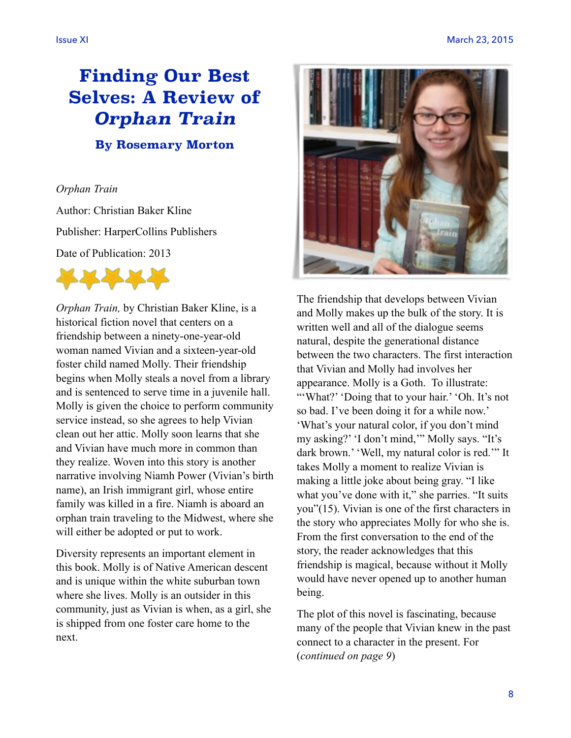# Finding Our Best Selves: A Review of *Orphan Train*

### By Rosemary Morton

*Orphan Train*

Author: Christian Baker Kline

Publisher: HarperCollins Publishers

Date of Publication: 2013

*Orphan Train,* by Christian Baker Kline, is a historical fiction novel that centers on a friendship between a ninety-one-year-old woman named Vivian and a sixteen-year-old foster child named Molly. Their friendship begins when Molly steals a novel from a library and is sentenced to serve time in a juvenile hall. Molly is given the choice to perform community service instead, so she agrees to help Vivian clean out her attic. Molly soon learns that she and Vivian have much more in common than they realize. Woven into this story is another narrative involving Niamh Power (Vivian's birth name), an Irish immigrant girl, whose entire family was killed in a fire. Niamh is aboard an orphan train traveling to the Midwest, where she will either be adopted or put to work.

Diversity represents an important element in this book. Molly is of Native American descent and is unique within the white suburban town where she lives. Molly is an outsider in this community, just as Vivian is when, as a girl, she is shipped from one foster care home to the next.

The friendship that develops between Vivian and Molly makes up the bulk of the story. It is written well and all of the dialogue seems natural, despite the generational distance between the two characters. The first interaction that Vivian and Molly had involves her appearance. Molly is a Goth. To illustrate: "'What?' 'Doing that to your hair.' 'Oh. It's not so bad. I've been doing it for a while now.' 'What's your natural color, if you don't mind my asking?' 'I don't mind,'" Molly says. "It's dark brown.' 'Well, my natural color is red.'" It takes Molly a moment to realize Vivian is making a little joke about being gray. "I like what you've done with it," she parries. "It suits you"(15). Vivian is one of the first characters in the story who appreciates Molly for who she is. From the first conversation to the end of the story, the reader acknowledges that this friendship is magical, because without it Molly would have never opened up to another human being.

The plot of this novel is fascinating, because many of the people that Vivian knew in the past connect to a character in the present. For (*continued on page 9*)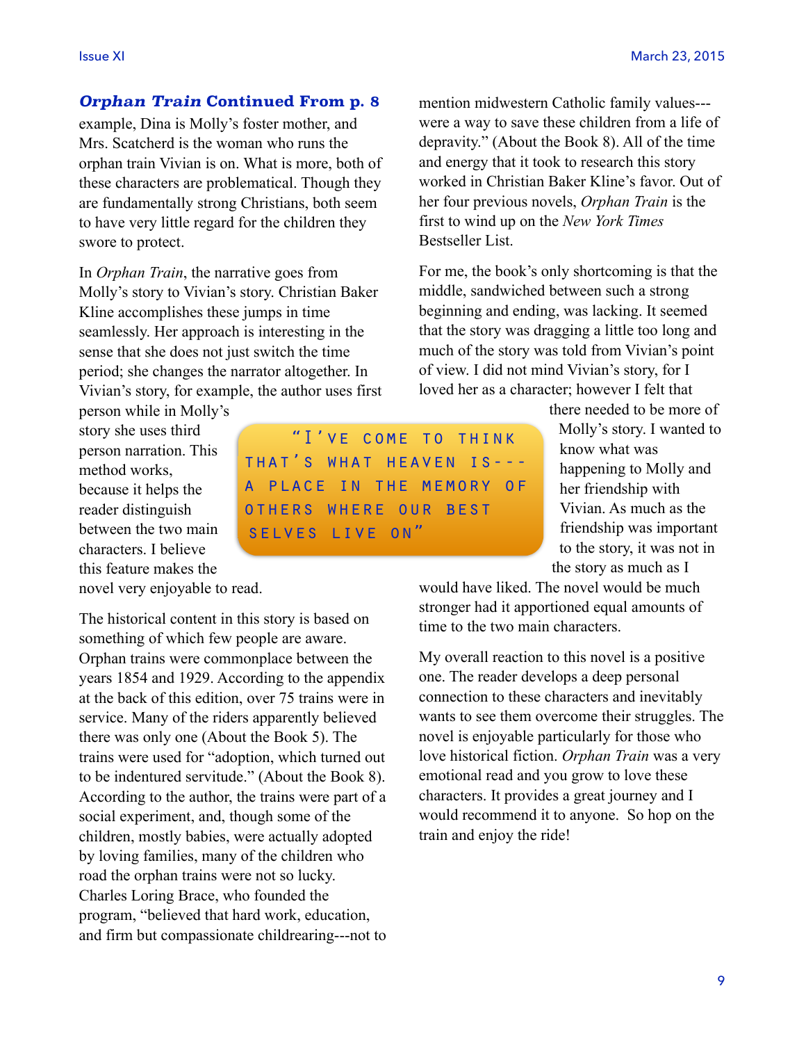### *Orphan Train* Continued From p. 8

example, Dina is Molly's foster mother, and Mrs. Scatcherd is the woman who runs the orphan train Vivian is on. What is more, both of these characters are problematical. Though they are fundamentally strong Christians, both seem to have very little regard for the children they swore to protect.

In *Orphan Train*, the narrative goes from Molly's story to Vivian's story. Christian Baker Kline accomplishes these jumps in time seamlessly. Her approach is interesting in the sense that she does not just switch the time period; she changes the narrator altogether. In Vivian's story, for example, the author uses first person while in Molly's story she uses third person narration. This method works, because it helps the reader distinguish between the two main characters. I believe this feature makes the novel very enjoyable to read.

> "I've come to think that's what heaven is---a place in the memory of others where our best selves live on"

The historical content in this story is based on something of which few people are aware. Orphan trains were commonplace between the years 1854 and 1929. According to the appendix at the back of this edition, over 75 trains were in service. Many of the riders apparently believed there was only one (About the Book 5). The trains were used for "adoption, which turned out to be indentured servitude." (About the Book 8). According to the author, the trains were part of a social experiment, and, though some of the children, mostly babies, were actually adopted by loving families, many of the children who road the orphan trains were not so lucky. Charles Loring Brace, who founded the program, "believed that hard work, education, and firm but compassionate childrearing---not to mention midwestern Catholic family values---were a way to save these children from a life of depravity." (About the Book 8). All of the time and energy that it took to research this story worked in Christian Baker Kline's favor. Out of her four previous novels, *Orphan Train* is the first to wind up on the *New York Times* Bestseller List.

For me, the book's only shortcoming is that the middle, sandwiched between such a strong beginning and ending, was lacking. It seemed that the story was dragging a little too long and much of the story was told from Vivian's point of view. I did not mind Vivian's story, for I loved her as a character; however I felt that there needed to be more of Molly's story. I wanted to know what was happening to Molly and her friendship with Vivian. As much as the friendship was important to the story, it was not in the story as much as I would have liked. The novel would be much stronger had it apportioned equal amounts of time to the two main characters.

My overall reaction to this novel is a positive one. The reader develops a deep personal connection to these characters and inevitably wants to see them overcome their struggles. The novel is enjoyable particularly for those who love historical fiction. *Orphan Train* was a very emotional read and you grow to love these characters. It provides a great journey and I would recommend it to anyone. So hop on the train and enjoy the ride!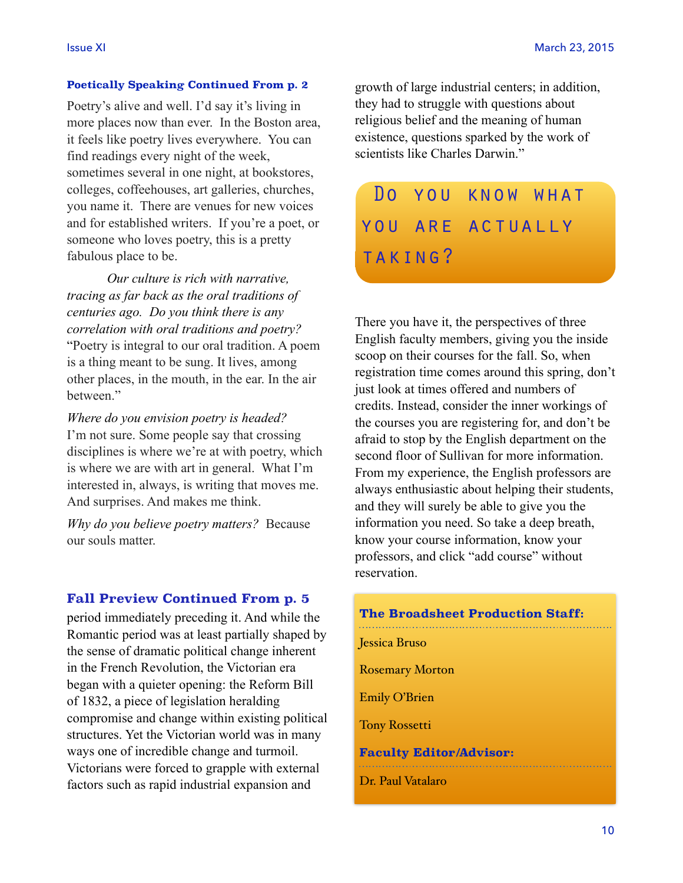**Poetically Speaking Continued From p. 2**

Poetry's alive and well. I'd say it's living in more places now than ever. In the Boston area, it feels like poetry lives everywhere. You can find readings every night of the week, sometimes several in one night, at bookstores, colleges, coffeehouses, art galleries, churches, you name it. There are venues for new voices and for established writers. If you're a poet, or someone who loves poetry, this is a pretty fabulous place to be.

*Our culture is rich with narrative, tracing as far back as the oral traditions of centuries ago. Do you think there is any correlation with oral traditions and poetry?* "Poetry is integral to our oral tradition. A poem is a thing meant to be sung. It lives, among other places, in the mouth, in the ear. In the air between."

*Where do you envision poetry is headed?* I'm not sure. Some people say that crossing disciplines is where we're at with poetry, which is where we are with art in general. What I'm interested in, always, is writing that moves me. And surprises. And makes me think.

*Why do you believe poetry matters?* Because our souls matter.

## Fall Preview Continued From p. 5

period immediately preceding it. And while the Romantic period was at least partially shaped by the sense of dramatic political change inherent in the French Revolution, the Victorian era began with a quieter opening: the Reform Bill of 1832, a piece of legislation heralding compromise and change within existing political structures. Yet the Victorian world was in many ways one of incredible change and turmoil. Victorians were forced to grapple with external factors such as rapid industrial expansion and growth of large industrial centers; in addition, they had to struggle with questions about religious belief and the meaning of human existence, questions sparked by the work of scientists like Charles Darwin."

**DO YOU KNOW WHAT YOU ARE ACTUALLY TAKING?**

There you have it, the perspectives of three English faculty members, giving you the inside scoop on their courses for the fall. So, when registration time comes around this spring, don't just look at times offered and numbers of credits. Instead, consider the inner workings of the courses you are registering for, and don't be afraid to stop by the English department on the second floor of Sullivan for more information. From my experience, the English professors are always enthusiastic about helping their students, and they will surely be able to give you the information you need. So take a deep breath, know your course information, know your professors, and click "add course" without reservation.

**The Broadsheet Production Staff:**

Jessica Bruso

Rosemary Morton

Emily O'Brien

Tony Rossetti

**Faculty Editor/Advisor:**

Dr. Paul Vatalaro